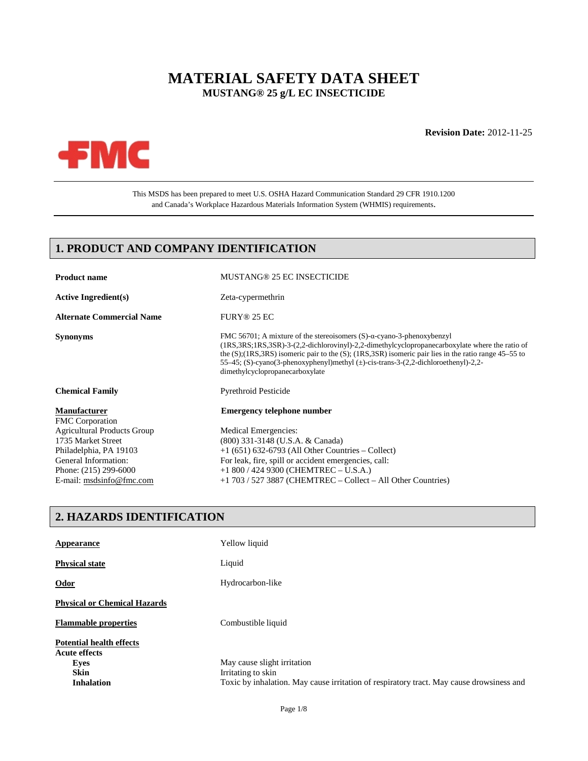# MATERIAL SAFETY DATA SHEET

**MUSTANG® 25 g/L EC INSECTICIDE**

**Revision Date:** 2012-11-25

This MSDS has been prepared to meet U.S. OSHA Hazard Communication Standard 29 CFR 1910.1200 and Canada's Workplace Hazardous Materials Information System (WHMIS) requirements.

## 1. PRODUCT AND COMPANY IDENTIFICATION

| | |
|---|---|
| **Product name** | MUSTANG® 25 EC INSECTICIDE |
| **Active Ingredient(s)** | Zeta-cypermethrin |
| **Alternate Commercial Name** | FURY® 25 EC |
| **Synonyms** | FMC 56701; A mixture of the stereoisomers (S)-α-cyano-3-phenoxybenzyl (1RS,3RS;1RS,3SR)-3-(2,2-dichlorovinyl)-2,2-dimethylcyclopropanecarboxylate where the ratio of the (S);(1RS,3RS) isomeric pair to the (S); (1RS,3SR) isomeric pair lies in the ratio range 45–55 to 55–45; (S)-cyano(3-phenoxyphenyl)methyl (±)-cis-trans-3-(2,2-dichloroethenyl)-2,2-dimethylcyclopropanecarboxylate |
| **Chemical Family** | Pyrethroid Pesticide |

**Manufacturer**
FMC Corporation
Agricultural Products Group
1735 Market Street
Philadelphia, PA 19103
General Information:
Phone: (215) 299-6000
E-mail: msdsinfo@fmc.com

**Emergency telephone number**

Medical Emergencies:
(800) 331-3148 (U.S.A. & Canada)
+1 (651) 632-6793 (All Other Countries – Collect)
For leak, fire, spill or accident emergencies, call:
+1 800 / 424 9300 (CHEMTREC – U.S.A.)
+1 703 / 527 3887 (CHEMTREC – Collect – All Other Countries)

## 2. HAZARDS IDENTIFICATION

| | |
|---|---|
| **Appearance** | Yellow liquid |
| **Physical state** | Liquid |
| **Odor** | Hydrocarbon-like |

**Physical or Chemical Hazards**

| | |
|---|---|
| **Flammable properties** | Combustible liquid |

**Potential health effects**

**Acute effects**

| | |
|---|---|
| **Eyes** | May cause slight irritation |
| **Skin** | Irritating to skin |
| **Inhalation** | Toxic by inhalation. May cause irritation of respiratory tract. May cause drowsiness and |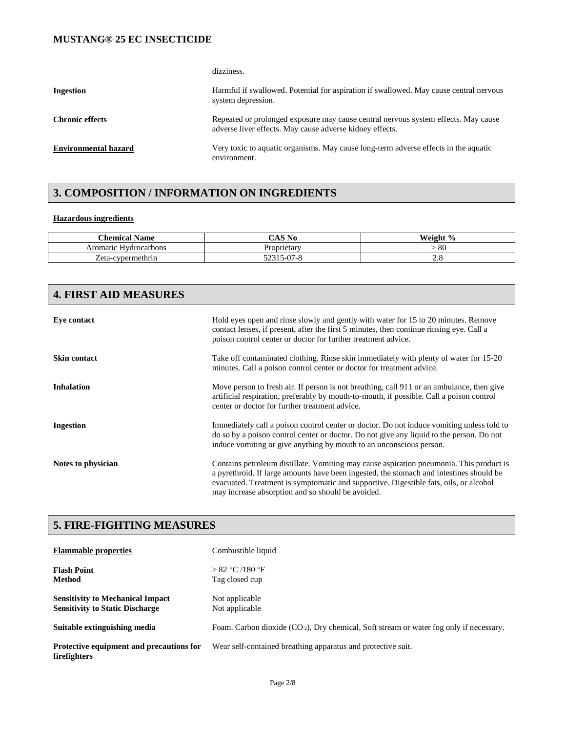dizziness.

**Ingestion**

Harmful if swallowed. Potential for aspiration if swallowed. May cause central nervous system depression.

**Chronic effects**

Repeated or prolonged exposure may cause central nervous system effects. May cause adverse liver effects. May cause adverse kidney effects.

**Environmental hazard**

Very toxic to aquatic organisms. May cause long-term adverse effects in the aquatic environment.

## 3. COMPOSITION / INFORMATION ON INGREDIENTS

**Hazardous ingredients**

| Chemical Name | CAS No | Weight % |
|---|---|---|
| Aromatic Hydrocarbons | Proprietary | > 80 |
| Zeta-cypermethrin | 52315-07-8 | 2.8 |

## 4. FIRST AID MEASURES

**Eye contact**

Hold eyes open and rinse slowly and gently with water for 15 to 20 minutes. Remove contact lenses, if present, after the first 5 minutes, then continue rinsing eye. Call a poison control center or doctor for further treatment advice.

**Skin contact**

Take off contaminated clothing. Rinse skin immediately with plenty of water for 15-20 minutes. Call a poison control center or doctor for treatment advice.

**Inhalation**

Move person to fresh air. If person is not breathing, call 911 or an ambulance, then give artificial respiration, preferably by mouth-to-mouth, if possible. Call a poison control center or doctor for further treatment advice.

**Ingestion**

Immediately call a poison control center or doctor. Do not induce vomiting unless told to do so by a poison control center or doctor. Do not give any liquid to the person. Do not induce vomiting or give anything by mouth to an unconscious person.

**Notes to physician**

Contains petroleum distillate. Vomiting may cause aspiration pneumonia. This product is a pyrethroid. If large amounts have been ingested, the stomach and intestines should be evacuated. Treatment is symptomatic and supportive. Digestible fats, oils, or alcohol may increase absorption and so should be avoided.

## 5. FIRE-FIGHTING MEASURES

**Flammable properties**

Combustible liquid

**Flash Point**
**Method**

> 82 °C /180 °F
Tag closed cup

**Sensitivity to Mechanical Impact**
**Sensitivity to Static Discharge**

Not applicable
Not applicable

**Suitable extinguishing media**

Foam. Carbon dioxide ($CO_2$), Dry chemical, Soft stream or water fog only if necessary.

**Protective equipment and precautions for firefighters**

Wear self-contained breathing apparatus and protective suit.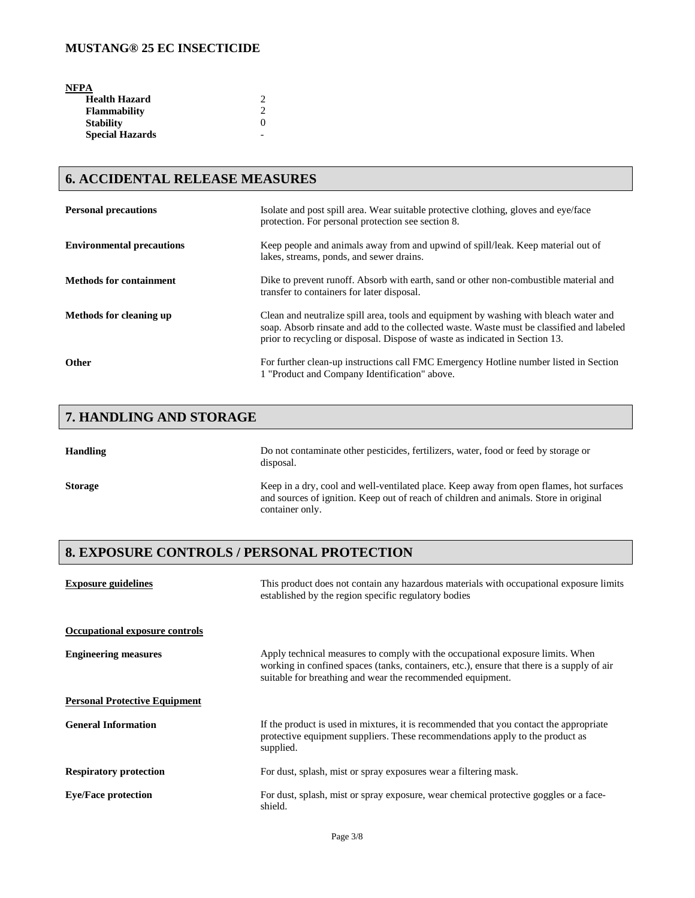**NFPA**

| | |
|---|---|
| **Health Hazard** | 2 |
| **Flammability** | 2 |
| **Stability** | 0 |
| **Special Hazards** | - |

## 6. ACCIDENTAL RELEASE MEASURES

**Personal precautions**

Isolate and post spill area. Wear suitable protective clothing, gloves and eye/face protection. For personal protection see section 8.

**Environmental precautions**

Keep people and animals away from and upwind of spill/leak. Keep material out of lakes, streams, ponds, and sewer drains.

**Methods for containment**

Dike to prevent runoff. Absorb with earth, sand or other non-combustible material and transfer to containers for later disposal.

**Methods for cleaning up**

Clean and neutralize spill area, tools and equipment by washing with bleach water and soap. Absorb rinsate and add to the collected waste. Waste must be classified and labeled prior to recycling or disposal. Dispose of waste as indicated in Section 13.

**Other**

For further clean-up instructions call FMC Emergency Hotline number listed in Section 1 "Product and Company Identification" above.

## 7. HANDLING AND STORAGE

**Handling**

Do not contaminate other pesticides, fertilizers, water, food or feed by storage or disposal.

**Storage**

Keep in a dry, cool and well-ventilated place. Keep away from open flames, hot surfaces and sources of ignition. Keep out of reach of children and animals. Store in original container only.

## 8. EXPOSURE CONTROLS / PERSONAL PROTECTION

**Exposure guidelines**

This product does not contain any hazardous materials with occupational exposure limits established by the region specific regulatory bodies

**Occupational exposure controls**

**Engineering measures**

Apply technical measures to comply with the occupational exposure limits. When working in confined spaces (tanks, containers, etc.), ensure that there is a supply of air suitable for breathing and wear the recommended equipment.

**Personal Protective Equipment**

**General Information**

If the product is used in mixtures, it is recommended that you contact the appropriate protective equipment suppliers. These recommendations apply to the product as supplied.

**Respiratory protection**

For dust, splash, mist or spray exposures wear a filtering mask.

**Eye/Face protection**

For dust, splash, mist or spray exposure, wear chemical protective goggles or a face-shield.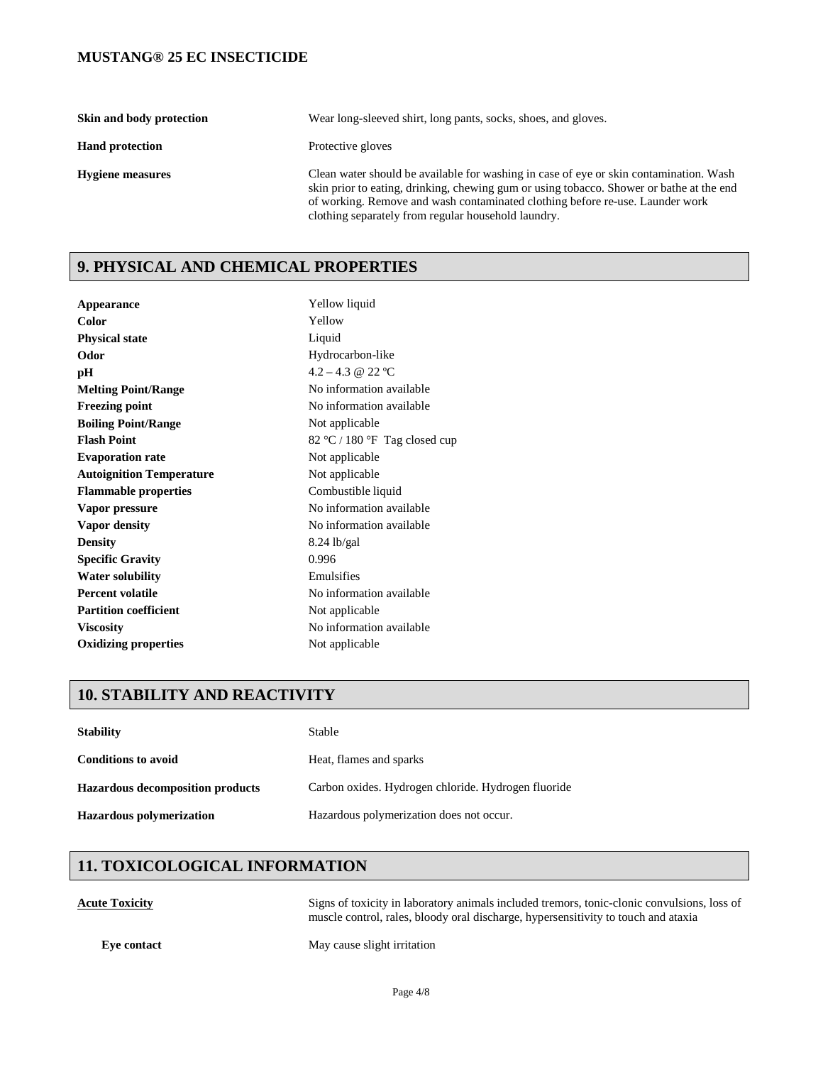| | |
|---|---|
| **Skin and body protection** | Wear long-sleeved shirt, long pants, socks, shoes, and gloves. |
| **Hand protection** | Protective gloves |
| **Hygiene measures** | Clean water should be available for washing in case of eye or skin contamination. Wash skin prior to eating, drinking, chewing gum or using tobacco. Shower or bathe at the end of working. Remove and wash contaminated clothing before re-use. Launder work clothing separately from regular household laundry. |

## 9. PHYSICAL AND CHEMICAL PROPERTIES

| | |
|---|---|
| **Appearance** | Yellow liquid |
| **Color** | Yellow |
| **Physical state** | Liquid |
| **Odor** | Hydrocarbon-like |
| **pH** | 4.2 – 4.3 @ 22 ºC |
| **Melting Point/Range** | No information available |
| **Freezing point** | No information available |
| **Boiling Point/Range** | Not applicable |
| **Flash Point** | 82 ºC / 180 °F Tag closed cup |
| **Evaporation rate** | Not applicable |
| **Autoignition Temperature** | Not applicable |
| **Flammable properties** | Combustible liquid |
| **Vapor pressure** | No information available |
| **Vapor density** | No information available |
| **Density** | 8.24 lb/gal |
| **Specific Gravity** | 0.996 |
| **Water solubility** | Emulsifies |
| **Percent volatile** | No information available |
| **Partition coefficient** | Not applicable |
| **Viscosity** | No information available |
| **Oxidizing properties** | Not applicable |

## 10. STABILITY AND REACTIVITY

| | |
|---|---|
| **Stability** | Stable |
| **Conditions to avoid** | Heat, flames and sparks |
| **Hazardous decomposition products** | Carbon oxides. Hydrogen chloride. Hydrogen fluoride |
| **Hazardous polymerization** | Hazardous polymerization does not occur. |

## 11. TOXICOLOGICAL INFORMATION

| | |
|---|---|
| **Acute Toxicity** | Signs of toxicity in laboratory animals included tremors, tonic-clonic convulsions, loss of muscle control, rales, bloody oral discharge, hypersensitivity to touch and ataxia |
| **Eye contact** | May cause slight irritation |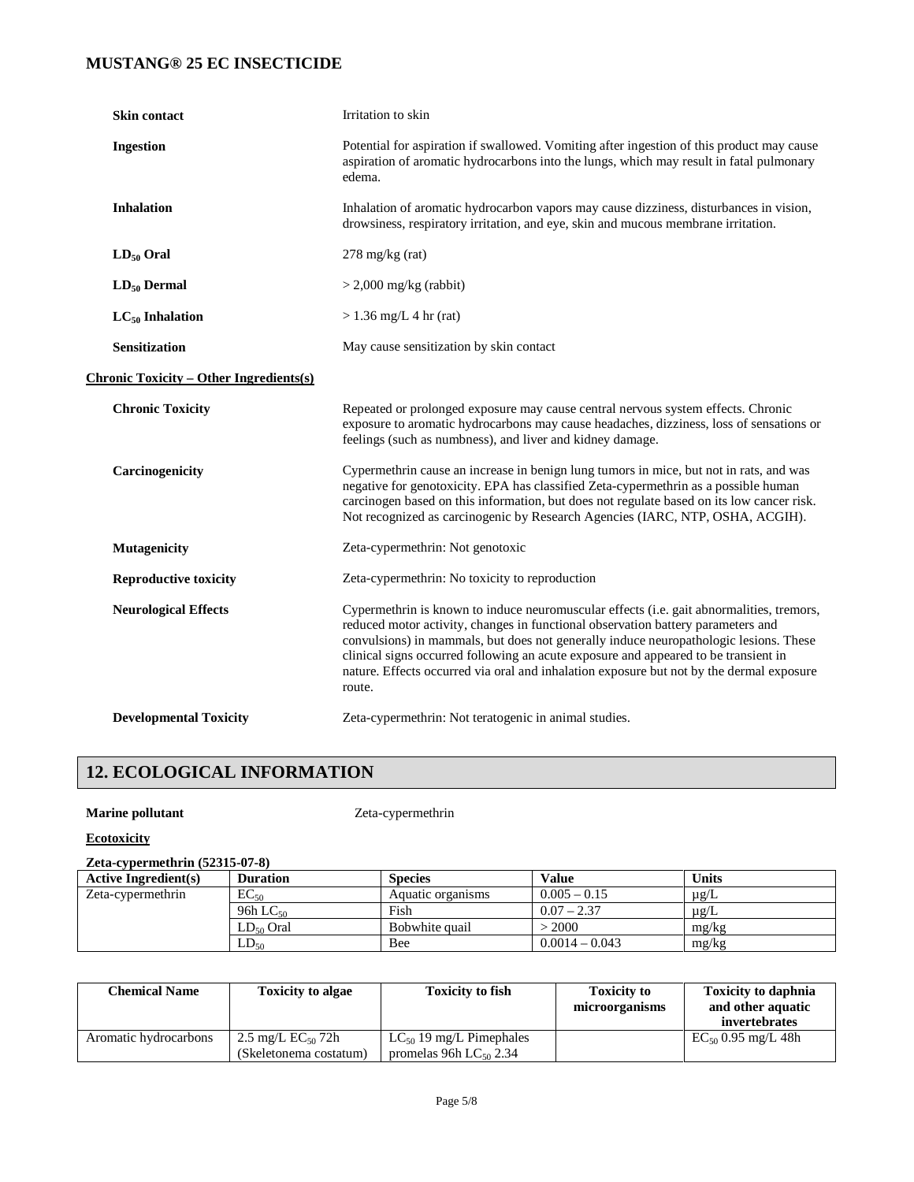| | |
|---|---|
| **Skin contact** | Irritation to skin |
| **Ingestion** | Potential for aspiration if swallowed. Vomiting after ingestion of this product may cause aspiration of aromatic hydrocarbons into the lungs, which may result in fatal pulmonary edema. |
| **Inhalation** | Inhalation of aromatic hydrocarbon vapors may cause dizziness, disturbances in vision, drowsiness, respiratory irritation, and eye, skin and mucous membrane irritation. |
| **$LD_{50}$ Oral** | 278 mg/kg (rat) |
| **$LD_{50}$ Dermal** | > 2,000 mg/kg (rabbit) |
| **$LC_{50}$ Inhalation** | > 1.36 mg/L 4 hr (rat) |
| **Sensitization** | May cause sensitization by skin contact |

**Chronic Toxicity – Other Ingredients(s)**

| | |
|---|---|
| **Chronic Toxicity** | Repeated or prolonged exposure may cause central nervous system effects. Chronic exposure to aromatic hydrocarbons may cause headaches, dizziness, loss of sensations or feelings (such as numbness), and liver and kidney damage. |
| **Carcinogenicity** | Cypermethrin cause an increase in benign lung tumors in mice, but not in rats, and was negative for genotoxicity. EPA has classified Zeta-cypermethrin as a possible human carcinogen based on this information, but does not regulate based on its low cancer risk. Not recognized as carcinogenic by Research Agencies (IARC, NTP, OSHA, ACGIH). |
| **Mutagenicity** | Zeta-cypermethrin: Not genotoxic |
| **Reproductive toxicity** | Zeta-cypermethrin: No toxicity to reproduction |
| **Neurological Effects** | Cypermethrin is known to induce neuromuscular effects (i.e. gait abnormalities, tremors, reduced motor activity, changes in functional observation battery parameters and convulsions) in mammals, but does not generally induce neuropathologic lesions. These clinical signs occurred following an acute exposure and appeared to be transient in nature. Effects occurred via oral and inhalation exposure but not by the dermal exposure route. |
| **Developmental Toxicity** | Zeta-cypermethrin: Not teratogenic in animal studies. |

## 12. ECOLOGICAL INFORMATION

**Marine pollutant** Zeta-cypermethrin

**Ecotoxicity**

**Zeta-cypermethrin (52315-07-8)**

| Active Ingredient(s) | Duration | Species | Value | Units |
|---|---|---|---|---|
| Zeta-cypermethrin | $EC_{50}$ | Aquatic organisms | 0.005 – 0.15 | µg/L |
| | 96h $LC_{50}$ | Fish | 0.07 – 2.37 | µg/L |
| | $LD_{50}$ Oral | Bobwhite quail | > 2000 | mg/kg |
| | $LD_{50}$ | Bee | 0.0014 – 0.043 | mg/kg |

| Chemical Name | Toxicity to algae | Toxicity to fish | Toxicity to microorganisms | Toxicity to daphnia and other aquatic invertebrates |
|---|---|---|---|---|
| Aromatic hydrocarbons | 2.5 mg/L $EC_{50}$ 72h (Skeletonema costatum) | $LC_{50}$ 19 mg/L Pimephales promelas 96h $LC_{50}$ 2.34 | | $EC_{50}$ 0.95 mg/L 48h |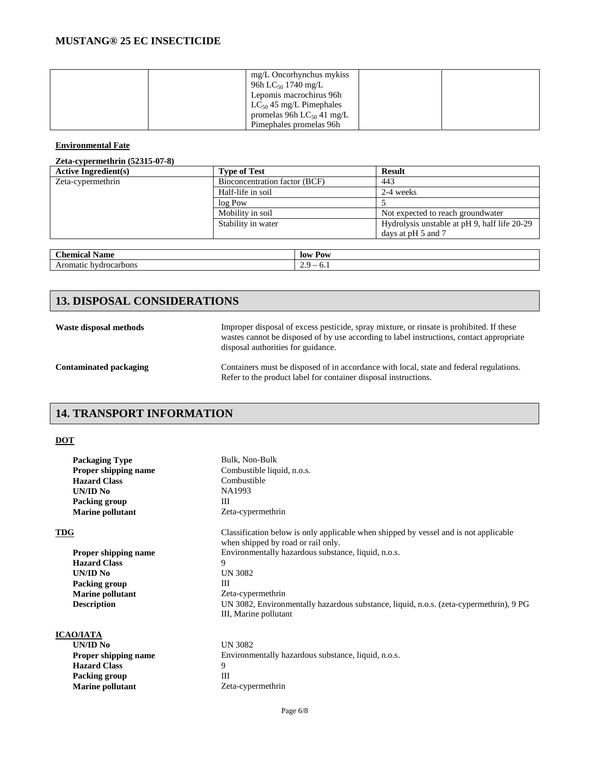| | | mg/L Oncorhynchus mykiss 96h $LC_{50}$ 1740 mg/L Lepomis macrochirus 96h $LC_{50}$ 45 mg/L Pimephales promelas 96h $LC_{50}$ 41 mg/L Pimephales promelas 96h | | |
|---|---|---|---|---|

**Environmental Fate**

**Zeta-cypermethrin (52315-07-8)**

| Active Ingredient(s) | Type of Test | Result |
|---|---|---|
| Zeta-cypermethrin | Bioconcentration factor (BCF) | 443 |
| | Half-life in soil | 2-4 weeks |
| | log Pow | 5 |
| | Mobility in soil | Not expected to reach groundwater |
| | Stability in water | Hydrolysis unstable at pH 9, half life 20-29 days at pH 5 and 7 |

| Chemical Name | low Pow |
|---|---|
| Aromatic hydrocarbons | 2.9 – 6.1 |

## 13. DISPOSAL CONSIDERATIONS

**Waste disposal methods** Improper disposal of excess pesticide, spray mixture, or rinsate is prohibited. If these wastes cannot be disposed of by use according to label instructions, contact appropriate disposal authorities for guidance.

**Contaminated packaging** Containers must be disposed of in accordance with local, state and federal regulations. Refer to the product label for container disposal instructions.

## 14. TRANSPORT INFORMATION

**DOT**

**Packaging Type** Bulk, Non-Bulk
**Proper shipping name** Combustible liquid, n.o.s.
**Hazard Class** Combustible
**UN/ID No** NA1993
**Packing group** III
**Marine pollutant** Zeta-cypermethrin

**TDG** Classification below is only applicable when shipped by vessel and is not applicable when shipped by road or rail only.

**Proper shipping name** Environmentally hazardous substance, liquid, n.o.s.
**Hazard Class** 9
**UN/ID No** UN 3082
**Packing group** III
**Marine pollutant** Zeta-cypermethrin
**Description** UN 3082, Environmentally hazardous substance, liquid, n.o.s. (zeta-cypermethrin), 9 PG III, Marine pollutant

**ICAO/IATA**

**UN/ID No** UN 3082
**Proper shipping name** Environmentally hazardous substance, liquid, n.o.s.
**Hazard Class** 9
**Packing group** III
**Marine pollutant** Zeta-cypermethrin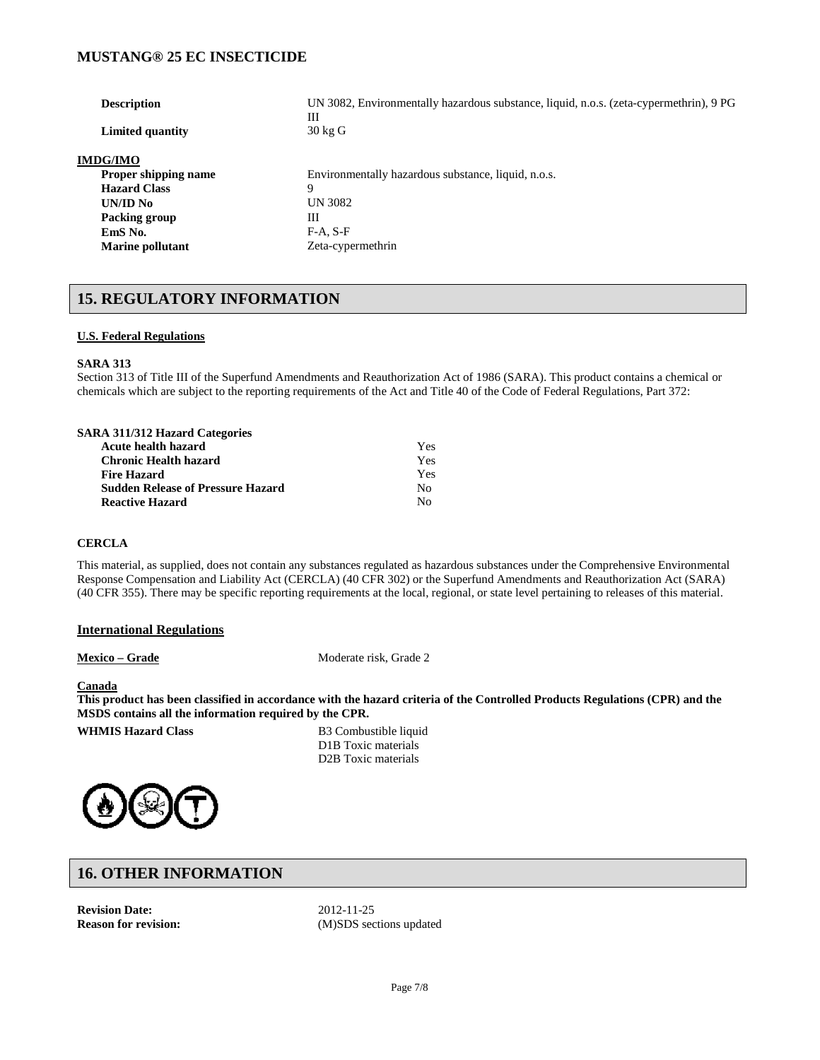| | |
|---|---|
| **Description** | UN 3082, Environmentally hazardous substance, liquid, n.o.s. (zeta-cypermethrin), 9 PG III |
| **Limited quantity** | 30 kg G |

**IMDG/IMO**

| | |
|---|---|
| **Proper shipping name** | Environmentally hazardous substance, liquid, n.o.s. |
| **Hazard Class** | 9 |
| **UN/ID No** | UN 3082 |
| **Packing group** | III |
| **EmS No.** | F-A, S-F |
| **Marine pollutant** | Zeta-cypermethrin |

## 15. REGULATORY INFORMATION

**U.S. Federal Regulations**

**SARA 313**

Section 313 of Title III of the Superfund Amendments and Reauthorization Act of 1986 (SARA). This product contains a chemical or chemicals which are subject to the reporting requirements of the Act and Title 40 of the Code of Federal Regulations, Part 372:

**SARA 311/312 Hazard Categories**

| | |
|---|---|
| **Acute health hazard** | Yes |
| **Chronic Health hazard** | Yes |
| **Fire Hazard** | Yes |
| **Sudden Release of Pressure Hazard** | No |
| **Reactive Hazard** | No |

**CERCLA**

This material, as supplied, does not contain any substances regulated as hazardous substances under the Comprehensive Environmental Response Compensation and Liability Act (CERCLA) (40 CFR 302) or the Superfund Amendments and Reauthorization Act (SARA) (40 CFR 355). There may be specific reporting requirements at the local, regional, or state level pertaining to releases of this material.

**International Regulations**

**Mexico – Grade** Moderate risk, Grade 2

**Canada**

**This product has been classified in accordance with the hazard criteria of the Controlled Products Regulations (CPR) and the MSDS contains all the information required by the CPR.**

**WHMIS Hazard Class**

B3 Combustible liquid
D1B Toxic materials
D2B Toxic materials

## 16. OTHER INFORMATION

| | |
|---|---|
| **Revision Date:** | 2012-11-25 |
| **Reason for revision:** | (M)SDS sections updated |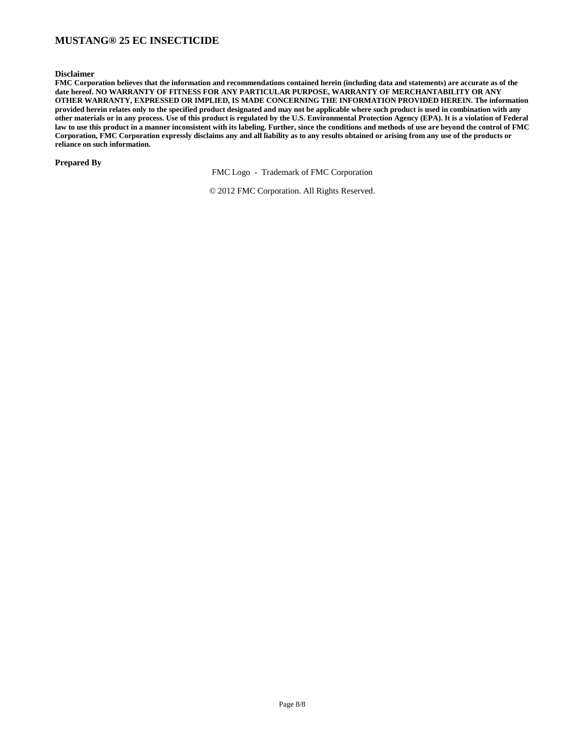**Disclaimer**

**FMC Corporation believes that the information and recommendations contained herein (including data and statements) are accurate as of the date hereof. NO WARRANTY OF FITNESS FOR ANY PARTICULAR PURPOSE, WARRANTY OF MERCHANTABILITY OR ANY OTHER WARRANTY, EXPRESSED OR IMPLIED, IS MADE CONCERNING THE INFORMATION PROVIDED HEREIN. The information provided herein relates only to the specified product designated and may not be applicable where such product is used in combination with any other materials or in any process. Use of this product is regulated by the U.S. Environmental Protection Agency (EPA). It is a violation of Federal law to use this product in a manner inconsistent with its labeling. Further, since the conditions and methods of use are beyond the control of FMC Corporation, FMC Corporation expressly disclaims any and all liability as to any results obtained or arising from any use of the products or reliance on such information.**

**Prepared By**

FMC Logo - Trademark of FMC Corporation

© 2012 FMC Corporation. All Rights Reserved.